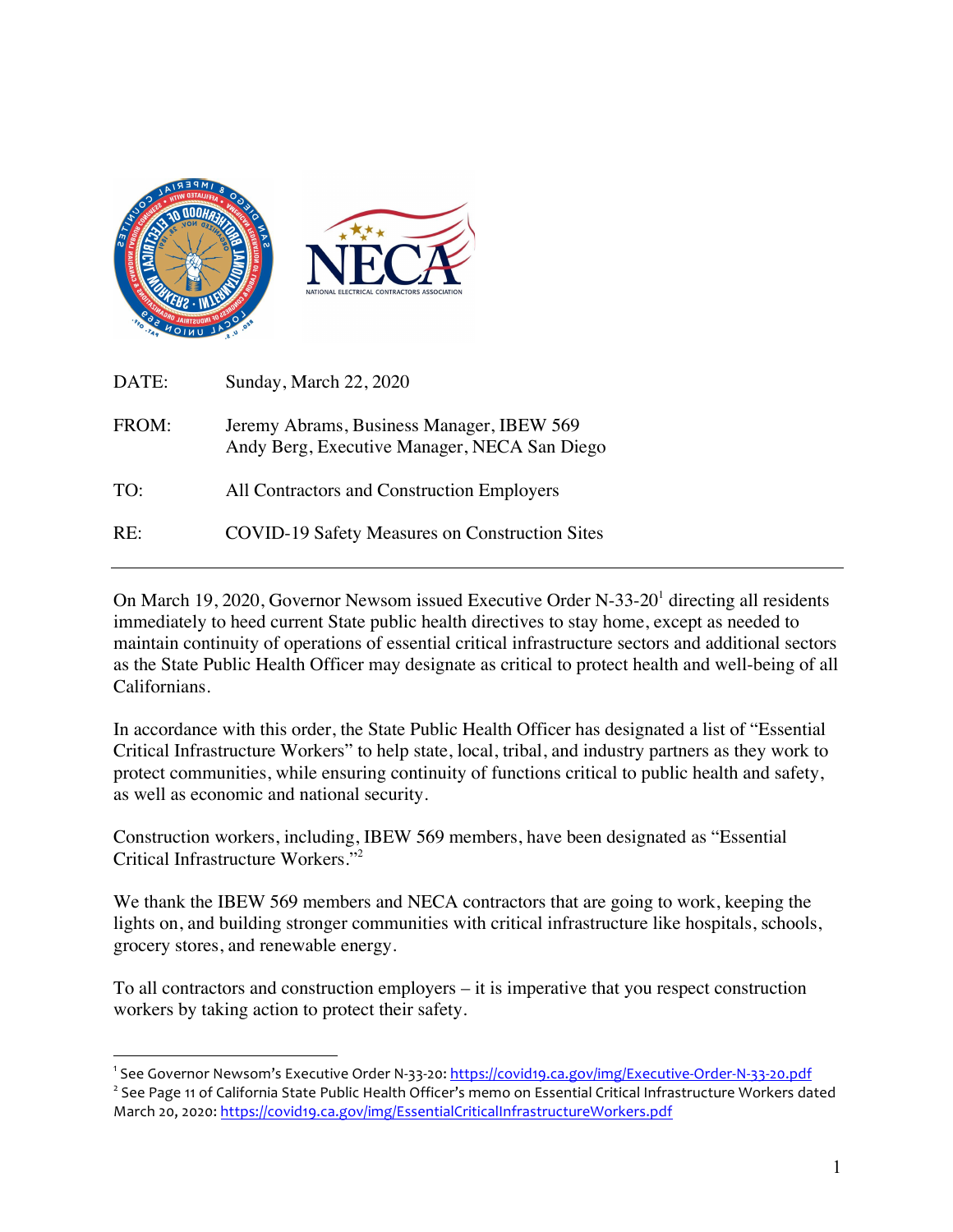DATE: Sunday, March 22, 2020

FROM: Jeremy Abrams, Business Manager, IBEW 569
Andy Berg, Executive Manager, NECA San Diego

TO: All Contractors and Construction Employers

RE: COVID-19 Safety Measures on Construction Sites

---

On March 19, 2020, Governor Newsom issued Executive Order N-33-20[1] directing all residents immediately to heed current State public health directives to stay home, except as needed to maintain continuity of operations of essential critical infrastructure sectors and additional sectors as the State Public Health Officer may designate as critical to protect health and well-being of all Californians.

In accordance with this order, the State Public Health Officer has designated a list of "Essential Critical Infrastructure Workers" to help state, local, tribal, and industry partners as they work to protect communities, while ensuring continuity of functions critical to public health and safety, as well as economic and national security.

Construction workers, including, IBEW 569 members, have been designated as "Essential Critical Infrastructure Workers."[2]

We thank the IBEW 569 members and NECA contractors that are going to work, keeping the lights on, and building stronger communities with critical infrastructure like hospitals, schools, grocery stores, and renewable energy.

To all contractors and construction employers – it is imperative that you respect construction workers by taking action to protect their safety.

---

[1] See Governor Newsom's Executive Order N-33-20: https://covid19.ca.gov/img/Executive-Order-N-33-20.pdf

[2] See Page 11 of California State Public Health Officer's memo on Essential Critical Infrastructure Workers dated March 20, 2020: https://covid19.ca.gov/img/EssentialCriticalInfrastructureWorkers.pdf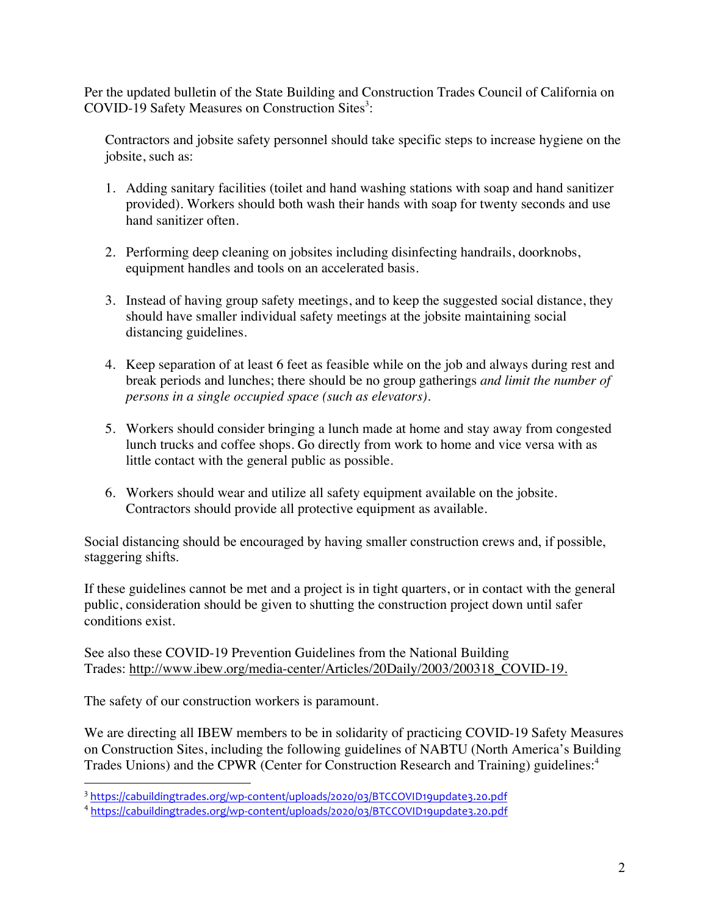Per the updated bulletin of the State Building and Construction Trades Council of California on COVID-19 Safety Measures on Construction Sites[3]:

> Contractors and jobsite safety personnel should take specific steps to increase hygiene on the jobsite, such as:
>
> 1. Adding sanitary facilities (toilet and hand washing stations with soap and hand sanitizer provided). Workers should both wash their hands with soap for twenty seconds and use hand sanitizer often.
>
> 2. Performing deep cleaning on jobsites including disinfecting handrails, doorknobs, equipment handles and tools on an accelerated basis.
>
> 3. Instead of having group safety meetings, and to keep the suggested social distance, they should have smaller individual safety meetings at the jobsite maintaining social distancing guidelines.
>
> 4. Keep separation of at least 6 feet as feasible while on the job and always during rest and break periods and lunches; there should be no group gatherings *and limit the number of persons in a single occupied space (such as elevators).*
>
> 5. Workers should consider bringing a lunch made at home and stay away from congested lunch trucks and coffee shops. Go directly from work to home and vice versa with as little contact with the general public as possible.
>
> 6. Workers should wear and utilize all safety equipment available on the jobsite. Contractors should provide all protective equipment as available.

Social distancing should be encouraged by having smaller construction crews and, if possible, staggering shifts.

If these guidelines cannot be met and a project is in tight quarters, or in contact with the general public, consideration should be given to shutting the construction project down until safer conditions exist.

See also these COVID-19 Prevention Guidelines from the National Building Trades: http://www.ibew.org/media-center/Articles/20Daily/2003/200318_COVID-19.

The safety of our construction workers is paramount.

We are directing all IBEW members to be in solidarity of practicing COVID-19 Safety Measures on Construction Sites, including the following guidelines of NABTU (North America's Building Trades Unions) and the CPWR (Center for Construction Research and Training) guidelines:[4]

---

[3] https://cabuildingtrades.org/wp-content/uploads/2020/03/BTCCOVID19update3.20.pdf

[4] https://cabuildingtrades.org/wp-content/uploads/2020/03/BTCCOVID19update3.20.pdf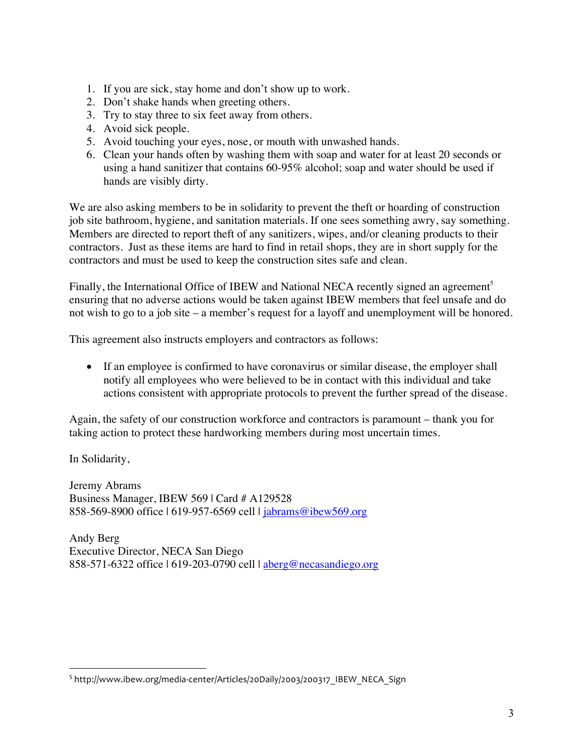1. If you are sick, stay home and don't show up to work.
2. Don't shake hands when greeting others.
3. Try to stay three to six feet away from others.
4. Avoid sick people.
5. Avoid touching your eyes, nose, or mouth with unwashed hands.
6. Clean your hands often by washing them with soap and water for at least 20 seconds or using a hand sanitizer that contains 60-95% alcohol; soap and water should be used if hands are visibly dirty.

We are also asking members to be in solidarity to prevent the theft or hoarding of construction job site bathroom, hygiene, and sanitation materials. If one sees something awry, say something. Members are directed to report theft of any sanitizers, wipes, and/or cleaning products to their contractors. Just as these items are hard to find in retail shops, they are in short supply for the contractors and must be used to keep the construction sites safe and clean.

Finally, the International Office of IBEW and National NECA recently signed an agreement[5] ensuring that no adverse actions would be taken against IBEW members that feel unsafe and do not wish to go to a job site – a member's request for a layoff and unemployment will be honored.

This agreement also instructs employers and contractors as follows:

- If an employee is confirmed to have coronavirus or similar disease, the employer shall notify all employees who were believed to be in contact with this individual and take actions consistent with appropriate protocols to prevent the further spread of the disease.

Again, the safety of our construction workforce and contractors is paramount – thank you for taking action to protect these hardworking members during most uncertain times.

In Solidarity,

Jeremy Abrams
Business Manager, IBEW 569 | Card # A129528
858-569-8900 office | 619-957-6569 cell | jabrams@ibew569.org

Andy Berg
Executive Director, NECA San Diego
858-571-6322 office | 619-203-0790 cell | aberg@necasandiego.org

---

[5] http://www.ibew.org/media-center/Articles/20Daily/2003/200317_IBEW_NECA_Sign